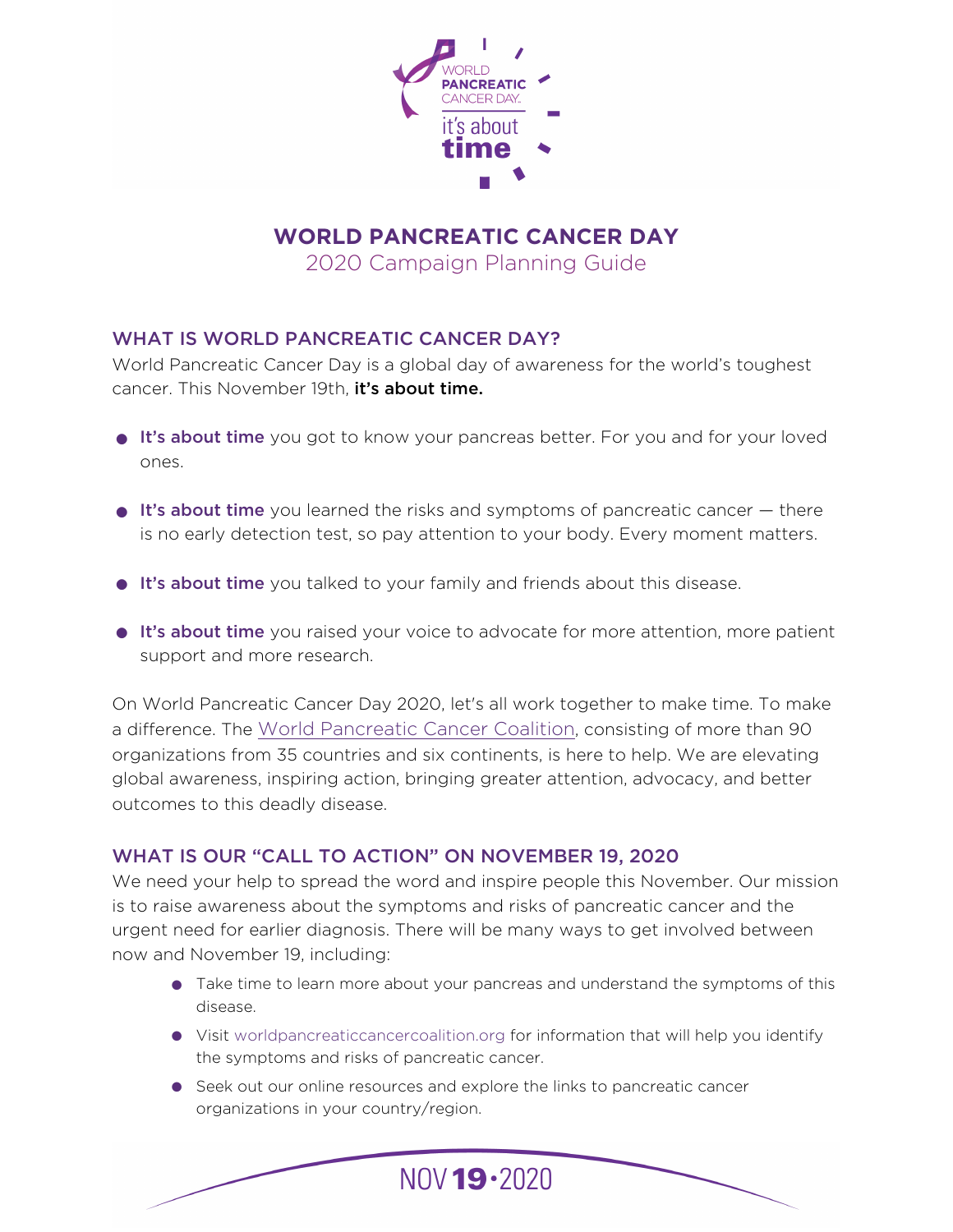# WORLD PANCREATIC CANCER DAY

2020 Campaign Planning Guide

## WHAT IS WORLD PANCREATIC CANCER DAY?

World Pancreatic Cancer Day is a global day of awareness for the world's toughest cancer. This November 19th, **it's about time.**

- **It's about time** you got to know your pancreas better. For you and for your loved ones.
- **It's about time** you learned the risks and symptoms of pancreatic cancer — there is no early detection test, so pay attention to your body. Every moment matters.
- **It's about time** you talked to your family and friends about this disease.
- **It's about time** you raised your voice to advocate for more attention, more patient support and more research.

On World Pancreatic Cancer Day 2020, let's all work together to make time. To make a difference. The World Pancreatic Cancer Coalition, consisting of more than 90 organizations from 35 countries and six continents, is here to help. We are elevating global awareness, inspiring action, bringing greater attention, advocacy, and better outcomes to this deadly disease.

## WHAT IS OUR "CALL TO ACTION" ON NOVEMBER 19, 2020

We need your help to spread the word and inspire people this November. Our mission is to raise awareness about the symptoms and risks of pancreatic cancer and the urgent need for earlier diagnosis. There will be many ways to get involved between now and November 19, including:

- Take time to learn more about your pancreas and understand the symptoms of this disease.
- Visit worldpancreaticcancercoalition.org for information that will help you identify the symptoms and risks of pancreatic cancer.
- Seek out our online resources and explore the links to pancreatic cancer organizations in your country/region.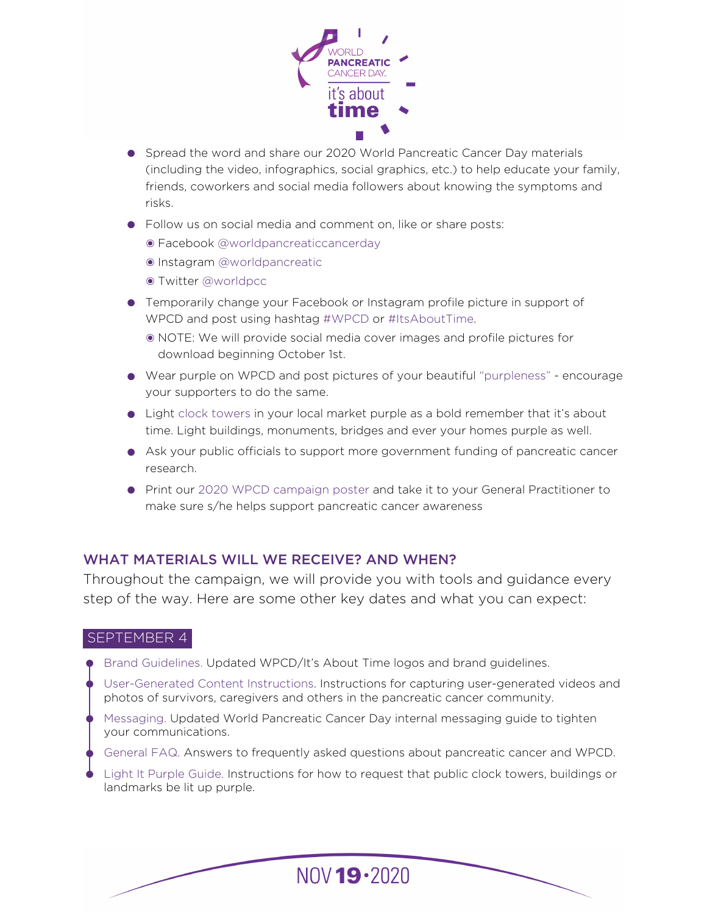- Spread the word and share our 2020 World Pancreatic Cancer Day materials (including the video, infographics, social graphics, etc.) to help educate your family, friends, coworkers and social media followers about knowing the symptoms and risks.
- Follow us on social media and comment on, like or share posts:
  - Facebook @worldpancreaticcancerday
  - Instagram @worldpancreatic
  - Twitter @worldpcc
- Temporarily change your Facebook or Instagram profile picture in support of WPCD and post using hashtag #WPCD or #ItsAboutTime.
  - NOTE: We will provide social media cover images and profile pictures for download beginning October 1st.
- Wear purple on WPCD and post pictures of your beautiful "purpleness" - encourage your supporters to do the same.
- Light clock towers in your local market purple as a bold remember that it's about time. Light buildings, monuments, bridges and ever your homes purple as well.
- Ask your public officials to support more government funding of pancreatic cancer research.
- Print our 2020 WPCD campaign poster and take it to your General Practitioner to make sure s/he helps support pancreatic cancer awareness

## WHAT MATERIALS WILL WE RECEIVE? AND WHEN?

Throughout the campaign, we will provide you with tools and guidance every step of the way. Here are some other key dates and what you can expect:

### SEPTEMBER 4

- Brand Guidelines. Updated WPCD/It's About Time logos and brand guidelines.
- User-Generated Content Instructions. Instructions for capturing user-generated videos and photos of survivors, caregivers and others in the pancreatic cancer community.
- Messaging. Updated World Pancreatic Cancer Day internal messaging guide to tighten your communications.
- General FAQ. Answers to frequently asked questions about pancreatic cancer and WPCD.
- Light It Purple Guide. Instructions for how to request that public clock towers, buildings or landmarks be lit up purple.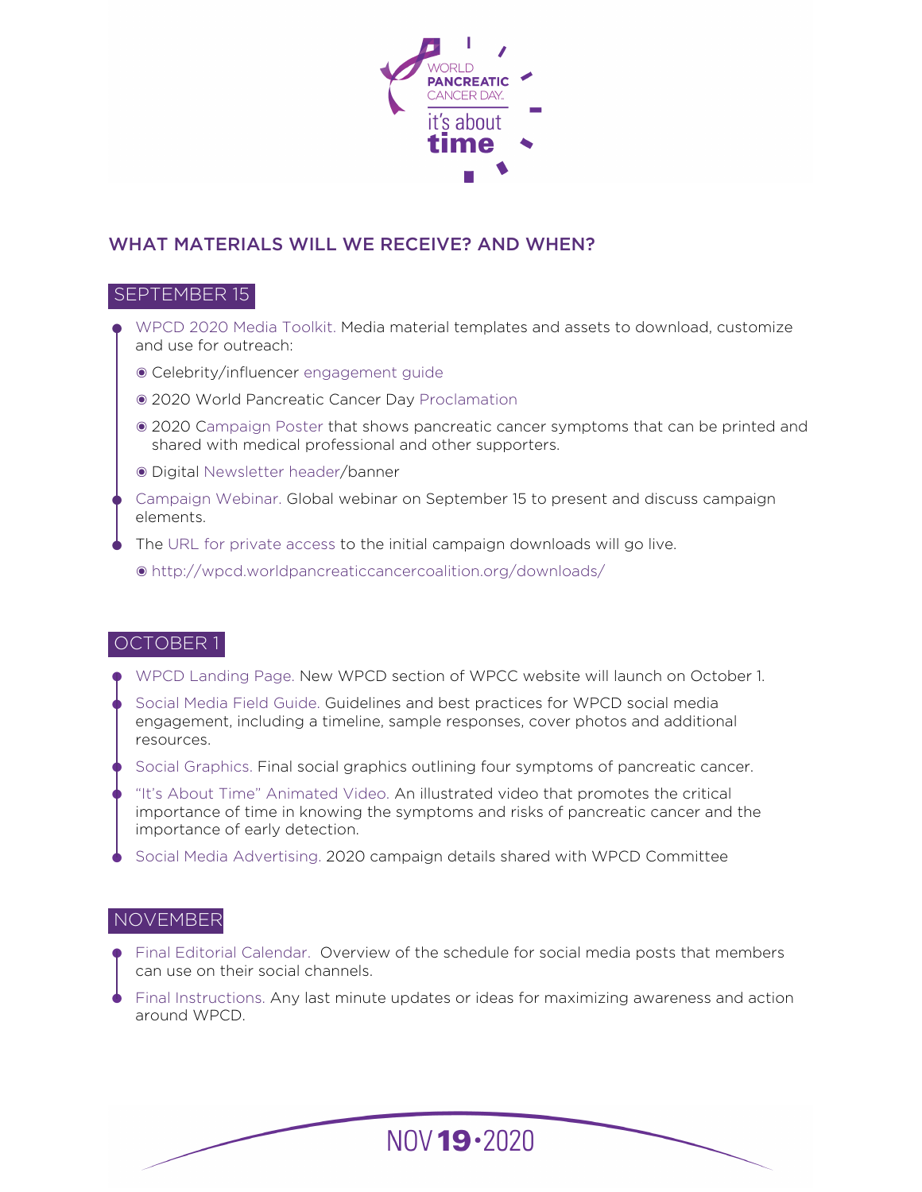WORLD PANCREATIC CANCER DAY.
it's about time

## WHAT MATERIALS WILL WE RECEIVE? AND WHEN?

### SEPTEMBER 15

- WPCD 2020 Media Toolkit. Media material templates and assets to download, customize and use for outreach:
  - Celebrity/influencer engagement guide
  - 2020 World Pancreatic Cancer Day Proclamation
  - 2020 Campaign Poster that shows pancreatic cancer symptoms that can be printed and shared with medical professional and other supporters.
  - Digital Newsletter header/banner
- Campaign Webinar. Global webinar on September 15 to present and discuss campaign elements.
- The URL for private access to the initial campaign downloads will go live.
  - http://wpcd.worldpancreaticcancercoalition.org/downloads/

### OCTOBER 1

- WPCD Landing Page. New WPCD section of WPCC website will launch on October 1.
- Social Media Field Guide. Guidelines and best practices for WPCD social media engagement, including a timeline, sample responses, cover photos and additional resources.
- Social Graphics. Final social graphics outlining four symptoms of pancreatic cancer.
- "It's About Time" Animated Video. An illustrated video that promotes the critical importance of time in knowing the symptoms and risks of pancreatic cancer and the importance of early detection.
- Social Media Advertising. 2020 campaign details shared with WPCD Committee

### NOVEMBER

- Final Editorial Calendar. Overview of the schedule for social media posts that members can use on their social channels.
- Final Instructions. Any last minute updates or ideas for maximizing awareness and action around WPCD.

NOV **19** • 2020